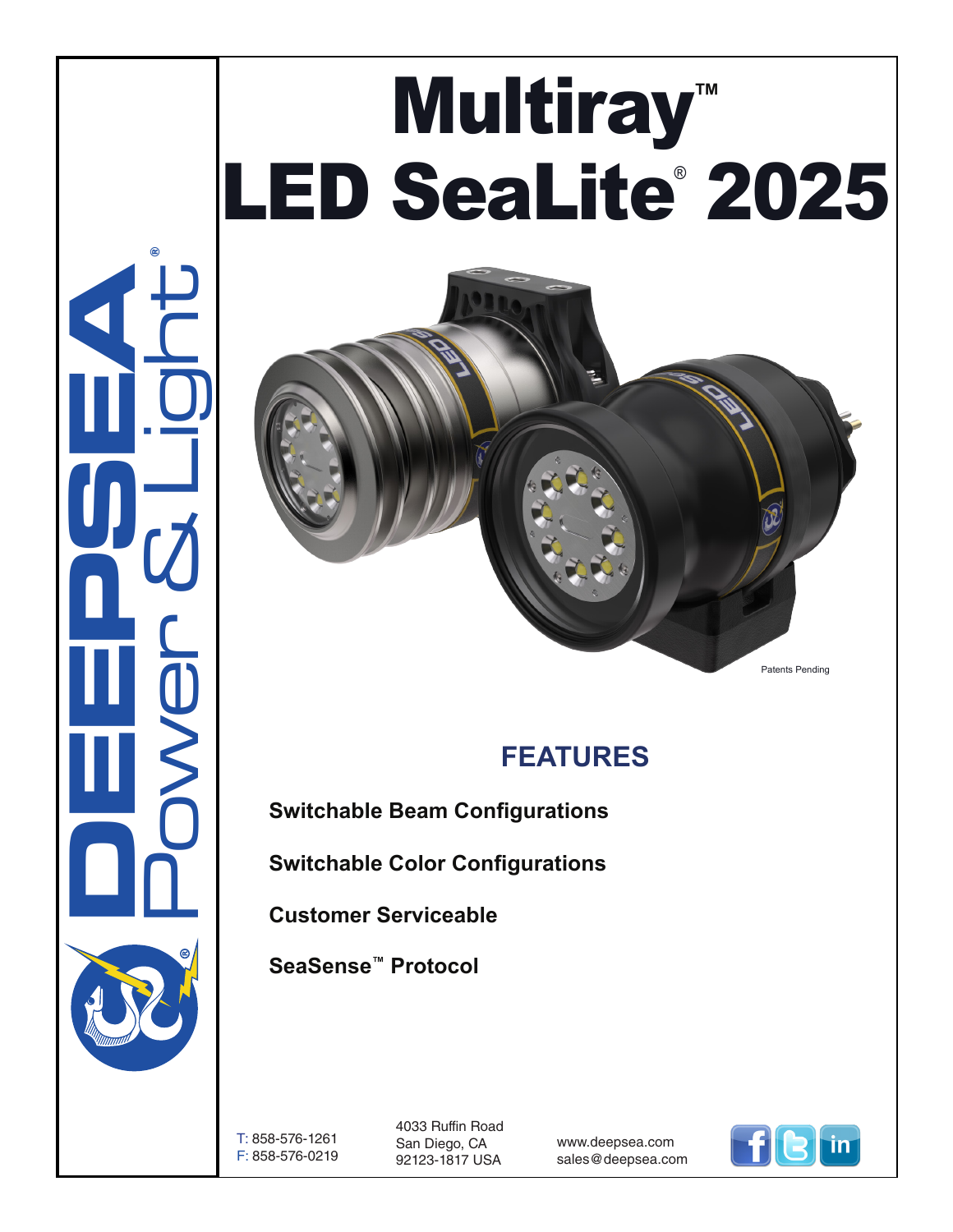# Multiray™ LED SeaLite® 2025

Patents Pending

## FEATURES

**Switchable Beam Configurations**

**Switchable Color Configurations**

**Customer Serviceable**

**SeaSense™ Protocol**

DEEPSEA Power & Light®

T: 858-576-1261
F: 858-576-0219

4033 Ruffin Road
San Diego, CA
92123-1817 USA

www.deepsea.com
sales@deepsea.com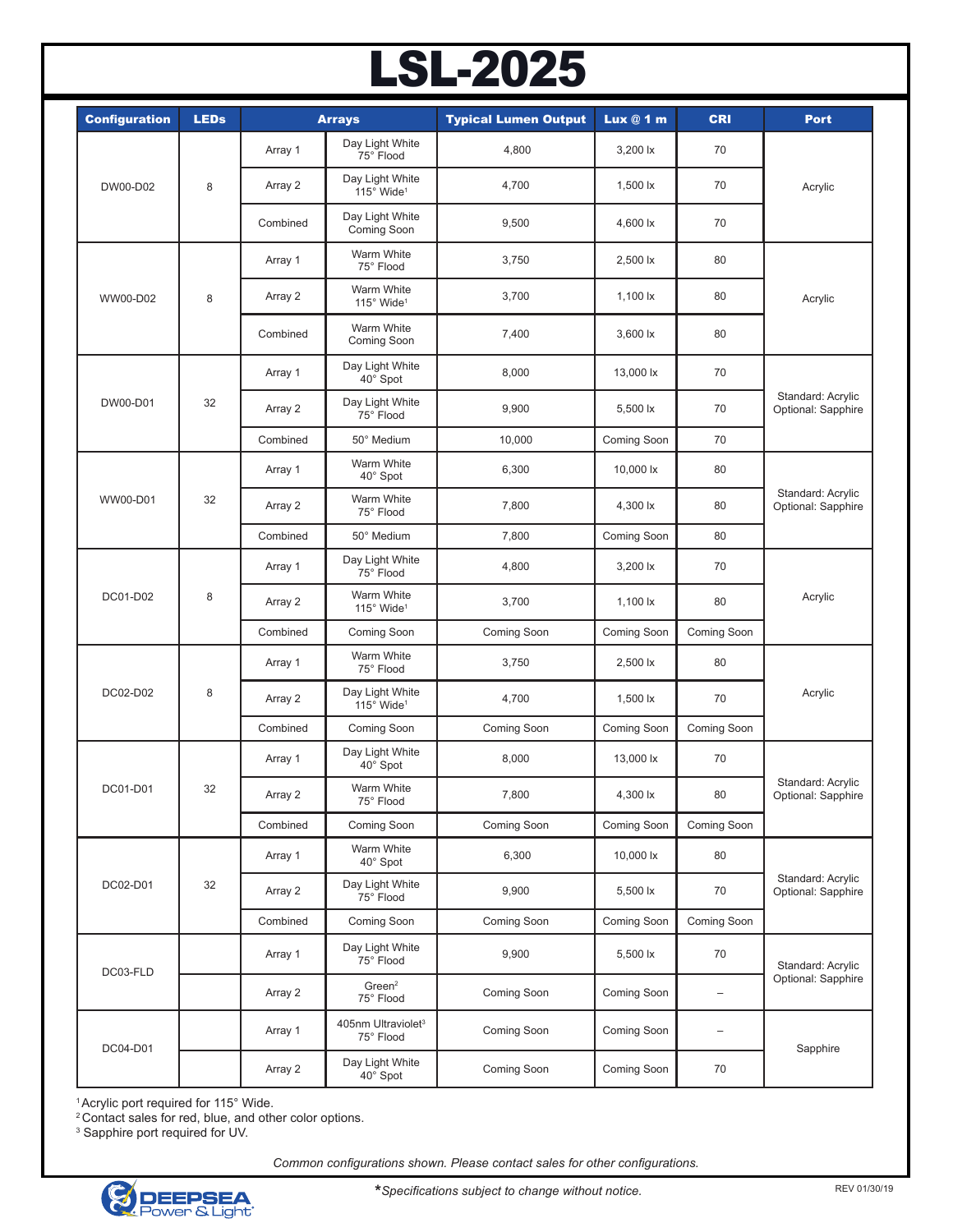# LSL-2025

| Configuration | LEDs | Arrays | | Typical Lumen Output | Lux @ 1 m | CRI | Port |
|---|---|---|---|---|---|---|---|
| DW00-D02 | 8 | Array 1 | Day Light White 75° Flood | 4,800 | 3,200 lx | 70 | Acrylic |
| | | Array 2 | Day Light White 115° Wide[1] | 4,700 | 1,500 lx | 70 | |
| | | Combined | Day Light White Coming Soon | 9,500 | 4,600 lx | 70 | |
| WW00-D02 | 8 | Array 1 | Warm White 75° Flood | 3,750 | 2,500 lx | 80 | Acrylic |
| | | Array 2 | Warm White 115° Wide[1] | 3,700 | 1,100 lx | 80 | |
| | | Combined | Warm White Coming Soon | 7,400 | 3,600 lx | 80 | |
| DW00-D01 | 32 | Array 1 | Day Light White 40° Spot | 8,000 | 13,000 lx | 70 | Standard: Acrylic Optional: Sapphire |
| | | Array 2 | Day Light White 75° Flood | 9,900 | 5,500 lx | 70 | |
| | | Combined | 50° Medium | 10,000 | Coming Soon | 70 | |
| WW00-D01 | 32 | Array 1 | Warm White 40° Spot | 6,300 | 10,000 lx | 80 | Standard: Acrylic Optional: Sapphire |
| | | Array 2 | Warm White 75° Flood | 7,800 | 4,300 lx | 80 | |
| | | Combined | 50° Medium | 7,800 | Coming Soon | 80 | |
| DC01-D02 | 8 | Array 1 | Day Light White 75° Flood | 4,800 | 3,200 lx | 70 | Acrylic |
| | | Array 2 | Warm White 115° Wide[1] | 3,700 | 1,100 lx | 80 | |
| | | Combined | Coming Soon | Coming Soon | Coming Soon | Coming Soon | |
| DC02-D02 | 8 | Array 1 | Warm White 75° Flood | 3,750 | 2,500 lx | 80 | Acrylic |
| | | Array 2 | Day Light White 115° Wide[1] | 4,700 | 1,500 lx | 70 | |
| | | Combined | Coming Soon | Coming Soon | Coming Soon | Coming Soon | |
| DC01-D01 | 32 | Array 1 | Day Light White 40° Spot | 8,000 | 13,000 lx | 70 | Standard: Acrylic Optional: Sapphire |
| | | Array 2 | Warm White 75° Flood | 7,800 | 4,300 lx | 80 | |
| | | Combined | Coming Soon | Coming Soon | Coming Soon | Coming Soon | |
| DC02-D01 | 32 | Array 1 | Warm White 40° Spot | 6,300 | 10,000 lx | 80 | Standard: Acrylic Optional: Sapphire |
| | | Array 2 | Day Light White 75° Flood | 9,900 | 5,500 lx | 70 | |
| | | Combined | Coming Soon | Coming Soon | Coming Soon | Coming Soon | |
| DC03-FLD | | Array 1 | Day Light White 75° Flood | 9,900 | 5,500 lx | 70 | Standard: Acrylic Optional: Sapphire |
| | | Array 2 | Green[2] 75° Flood | Coming Soon | Coming Soon | – | |
| DC04-D01 | | Array 1 | 405nm Ultraviolet[3] 75° Flood | Coming Soon | Coming Soon | – | Sapphire |
| | | Array 2 | Day Light White 40° Spot | Coming Soon | Coming Soon | 70 | |

[1] Acrylic port required for 115° Wide.
[2] Contact sales for red, blue, and other color options.
[3] Sapphire port required for UV.

*Common configurations shown. Please contact sales for other configurations.*

DEEPSEA Power & Light

**\***Specifications subject to change without notice.

REV 01/30/19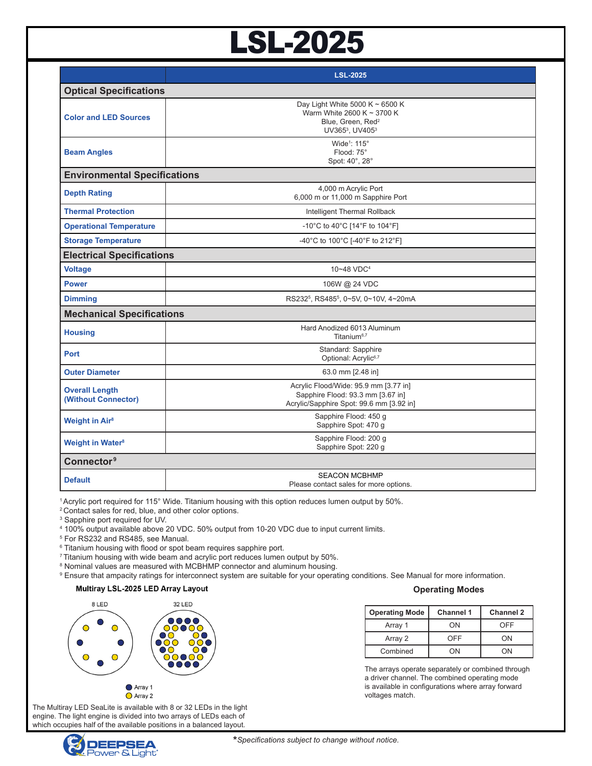# LSL-2025

| | LSL-2025 |
|---|---|
| **Optical Specifications** | |
| Color and LED Sources | Day Light White 5000 K ~ 6500 K<br>Warm White 2600 K ~ 3700 K<br>Blue, Green, Red[2]<br>UV365[3], UV405[3] |
| Beam Angles | Wide[1]: 115°<br>Flood: 75°<br>Spot: 40°, 28° |
| **Environmental Specifications** | |
| Depth Rating | 4,000 m Acrylic Port<br>6,000 m or 11,000 m Sapphire Port |
| Thermal Protection | Intelligent Thermal Rollback |
| Operational Temperature | -10°C to 40°C [14°F to 104°F] |
| Storage Temperature | -40°C to 100°C [-40°F to 212°F] |
| **Electrical Specifications** | |
| Voltage | 10~48 VDC[4] |
| Power | 106W @ 24 VDC |
| Dimming | RS232[5], RS485[5], 0~5V, 0~10V, 4~20mA |
| **Mechanical Specifications** | |
| Housing | Hard Anodized 6013 Aluminum<br>Titanium[6,7] |
| Port | Standard: Sapphire<br>Optional: Acrylic[6,7] |
| Outer Diameter | 63.0 mm [2.48 in] |
| Overall Length (Without Connector) | Acrylic Flood/Wide: 95.9 mm [3.77 in]<br>Sapphire Flood: 93.3 mm [3.67 in]<br>Acrylic/Sapphire Spot: 99.6 mm [3.92 in] |
| Weight in Air[8] | Sapphire Flood: 450 g<br>Sapphire Spot: 470 g |
| Weight in Water[8] | Sapphire Flood: 200 g<br>Sapphire Spot: 220 g |
| **Connector[9]** | |
| Default | SEACON MCBHMP<br>Please contact sales for more options. |

[1] Acrylic port required for 115° Wide. Titanium housing with this option reduces lumen output by 50%.
[2] Contact sales for red, blue, and other color options.
[3] Sapphire port required for UV.
[4] 100% output available above 20 VDC. 50% output from 10-20 VDC due to input current limits.
[5] For RS232 and RS485, see Manual.
[6] Titanium housing with flood or spot beam requires sapphire port.
[7] Titanium housing with wide beam and acrylic port reduces lumen output by 50%.
[8] Nominal values are measured with MCBHMP connector and aluminum housing.
[9] Ensure that ampacity ratings for interconnect system are suitable for your operating conditions. See Manual for more information.

### Multiray LSL-2025 LED Array Layout

8 LED | 32 LED

● Array 1
● Array 2

The Multiray LED SeaLite is available with 8 or 32 LEDs in the light engine. The light engine is divided into two arrays of LEDs each of which occupies half of the available positions in a balanced layout.

### Operating Modes

| Operating Mode | Channel 1 | Channel 2 |
|---|---|---|
| Array 1 | ON | OFF |
| Array 2 | OFF | ON |
| Combined | ON | ON |

The arrays operate separately or combined through a driver channel. The combined operating mode is available in configurations where array forward voltages match.

*Specifications subject to change without notice.*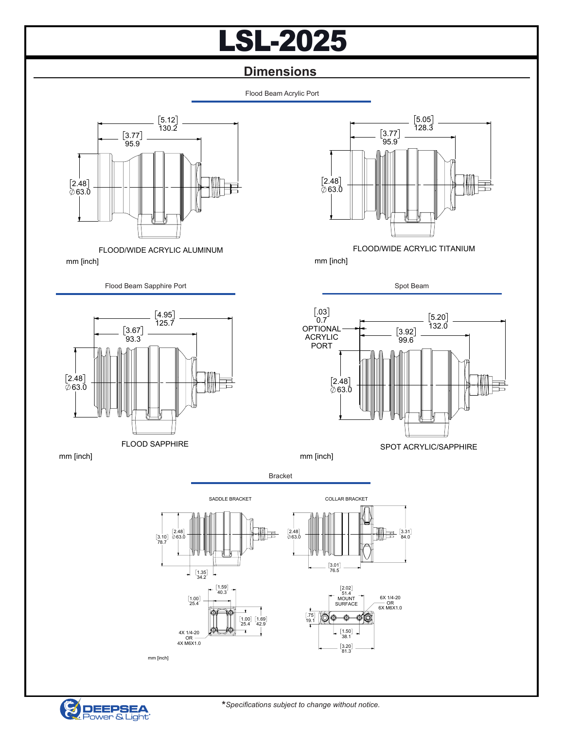# LSL-2025

## Dimensions

### Flood Beam Acrylic Port

[5.12]
130.2
[3.77]
95.9
[2.48]
∅63.0

FLOOD/WIDE ACRYLIC ALUMINUM

mm [inch]

[5.05]
128.3
[3.77]
95.9
[2.48]
∅63.0

FLOOD/WIDE ACRYLIC TITANIUM

mm [inch]

### Flood Beam Sapphire Port

[4.95]
125.7
[3.67]
93.3
[2.48]
∅63.0

FLOOD SAPPHIRE

mm [inch]

### Spot Beam

[.03]
0.7
OPTIONAL ACRYLIC PORT
[5.20]
132.0
[3.92]
99.6
[2.48]
∅63.0

SPOT ACRYLIC/SAPPHIRE

mm [inch]

### Bracket

SADDLE BRACKET

[3.10]
78.7
[2.48]
∅63.0
[1.35]
34.2
[1.59]
40.3
[1.00]
25.4
[1.00]
25.4
[1.69]
42.9
4X 1/4-20
OR
4X M6X1.0

COLLAR BRACKET

[2.48]
∅63.0
[3.31]
84.0
[3.01]
76.5
[2.02]
51.4
MOUNT SURFACE
6X 1/4-20
OR
6X M6X1.0
[.75]
19.1
[1.50]
38.1
[3.20]
81.3

mm [inch]

*Specifications subject to change without notice.